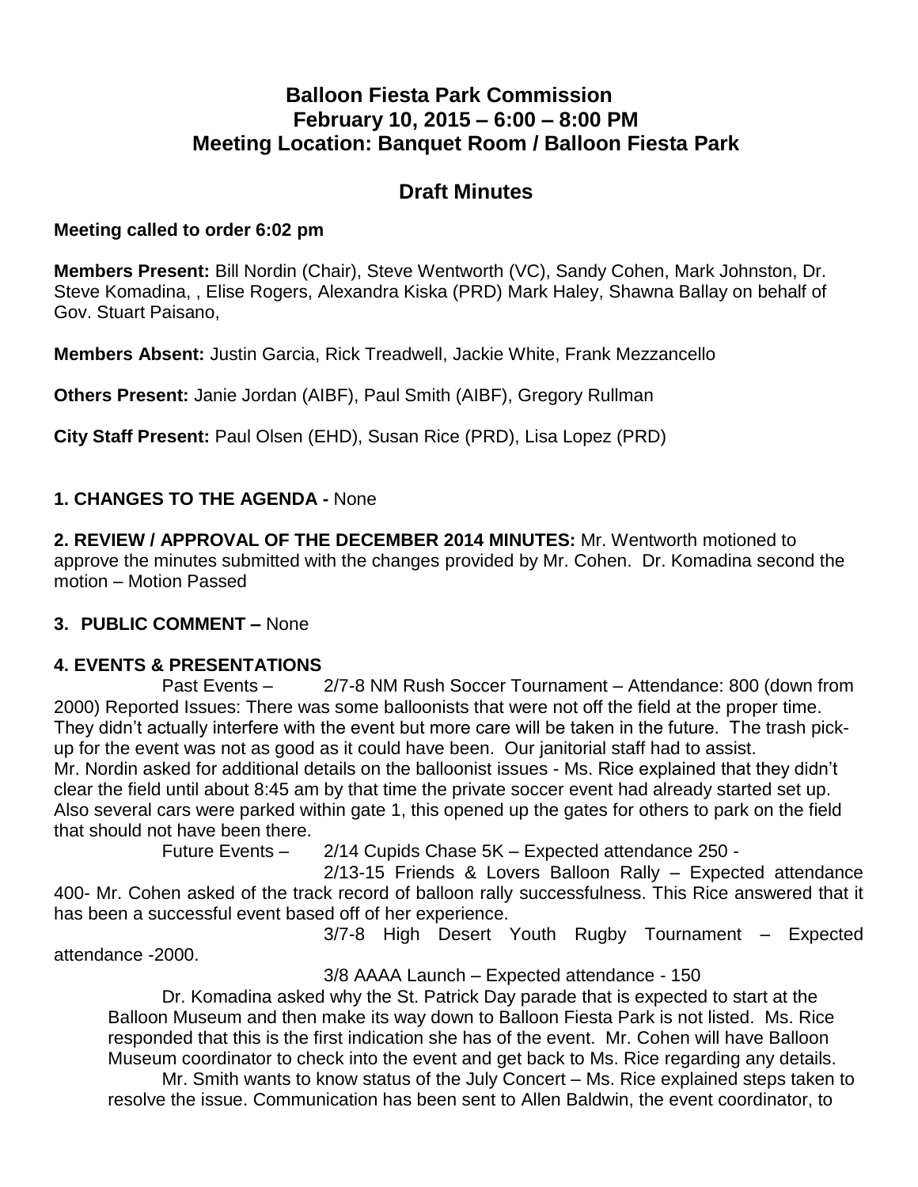# Balloon Fiesta Park Commission
## February 10, 2015 – 6:00 – 8:00 PM
## Meeting Location: Banquet Room / Balloon Fiesta Park

## Draft Minutes

**Meeting called to order 6:02 pm**

**Members Present:** Bill Nordin (Chair), Steve Wentworth (VC), Sandy Cohen, Mark Johnston, Dr. Steve Komadina, , Elise Rogers, Alexandra Kiska (PRD) Mark Haley, Shawna Ballay on behalf of Gov. Stuart Paisano,

**Members Absent:** Justin Garcia, Rick Treadwell, Jackie White, Frank Mezzancello

**Others Present:** Janie Jordan (AIBF), Paul Smith (AIBF), Gregory Rullman

**City Staff Present:** Paul Olsen (EHD), Susan Rice (PRD), Lisa Lopez (PRD)

**1. CHANGES TO THE AGENDA -** None

**2. REVIEW / APPROVAL OF THE DECEMBER 2014 MINUTES:** Mr. Wentworth motioned to approve the minutes submitted with the changes provided by Mr. Cohen. Dr. Komadina second the motion – Motion Passed

**3. PUBLIC COMMENT –** None

**4. EVENTS & PRESENTATIONS**

Past Events – 2/7-8 NM Rush Soccer Tournament – Attendance: 800 (down from 2000) Reported Issues: There was some balloonists that were not off the field at the proper time. They didn't actually interfere with the event but more care will be taken in the future. The trash pick-up for the event was not as good as it could have been. Our janitorial staff had to assist.
Mr. Nordin asked for additional details on the balloonist issues - Ms. Rice explained that they didn't clear the field until about 8:45 am by that time the private soccer event had already started set up. Also several cars were parked within gate 1, this opened up the gates for others to park on the field that should not have been there.

Future Events – 2/14 Cupids Chase 5K – Expected attendance 250 -

2/13-15 Friends & Lovers Balloon Rally – Expected attendance 400- Mr. Cohen asked of the track record of balloon rally successfulness. This Rice answered that it has been a successful event based off of her experience.

3/7-8 High Desert Youth Rugby Tournament – Expected attendance -2000.

3/8 AAAA Launch – Expected attendance - 150

Dr. Komadina asked why the St. Patrick Day parade that is expected to start at the Balloon Museum and then make its way down to Balloon Fiesta Park is not listed. Ms. Rice responded that this is the first indication she has of the event. Mr. Cohen will have Balloon Museum coordinator to check into the event and get back to Ms. Rice regarding any details.

Mr. Smith wants to know status of the July Concert – Ms. Rice explained steps taken to resolve the issue. Communication has been sent to Allen Baldwin, the event coordinator, to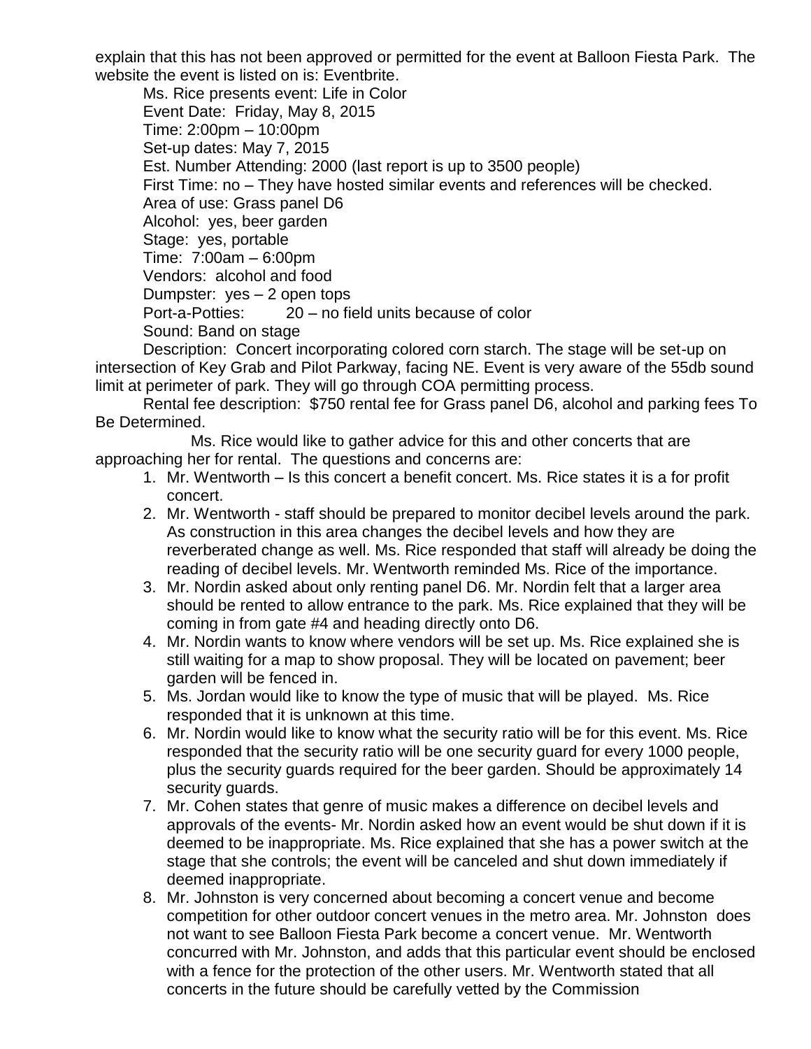explain that this has not been approved or permitted for the event at Balloon Fiesta Park. The website the event is listed on is: Eventbrite.

Ms. Rice presents event: Life in Color
Event Date: Friday, May 8, 2015
Time: 2:00pm – 10:00pm
Set-up dates: May 7, 2015
Est. Number Attending: 2000 (last report is up to 3500 people)
First Time: no – They have hosted similar events and references will be checked.
Area of use: Grass panel D6
Alcohol: yes, beer garden
Stage: yes, portable
Time: 7:00am – 6:00pm
Vendors: alcohol and food
Dumpster: yes – 2 open tops
Port-a-Potties: 20 – no field units because of color
Sound: Band on stage

Description: Concert incorporating colored corn starch. The stage will be set-up on intersection of Key Grab and Pilot Parkway, facing NE. Event is very aware of the 55db sound limit at perimeter of park. They will go through COA permitting process.

Rental fee description: $750 rental fee for Grass panel D6, alcohol and parking fees To Be Determined.

Ms. Rice would like to gather advice for this and other concerts that are approaching her for rental. The questions and concerns are:

1. Mr. Wentworth – Is this concert a benefit concert. Ms. Rice states it is a for profit concert.
2. Mr. Wentworth - staff should be prepared to monitor decibel levels around the park. As construction in this area changes the decibel levels and how they are reverberated change as well. Ms. Rice responded that staff will already be doing the reading of decibel levels. Mr. Wentworth reminded Ms. Rice of the importance.
3. Mr. Nordin asked about only renting panel D6. Mr. Nordin felt that a larger area should be rented to allow entrance to the park. Ms. Rice explained that they will be coming in from gate #4 and heading directly onto D6.
4. Mr. Nordin wants to know where vendors will be set up. Ms. Rice explained she is still waiting for a map to show proposal. They will be located on pavement; beer garden will be fenced in.
5. Ms. Jordan would like to know the type of music that will be played. Ms. Rice responded that it is unknown at this time.
6. Mr. Nordin would like to know what the security ratio will be for this event. Ms. Rice responded that the security ratio will be one security guard for every 1000 people, plus the security guards required for the beer garden. Should be approximately 14 security guards.
7. Mr. Cohen states that genre of music makes a difference on decibel levels and approvals of the events- Mr. Nordin asked how an event would be shut down if it is deemed to be inappropriate. Ms. Rice explained that she has a power switch at the stage that she controls; the event will be canceled and shut down immediately if deemed inappropriate.
8. Mr. Johnston is very concerned about becoming a concert venue and become competition for other outdoor concert venues in the metro area. Mr. Johnston does not want to see Balloon Fiesta Park become a concert venue. Mr. Wentworth concurred with Mr. Johnston, and adds that this particular event should be enclosed with a fence for the protection of the other users. Mr. Wentworth stated that all concerts in the future should be carefully vetted by the Commission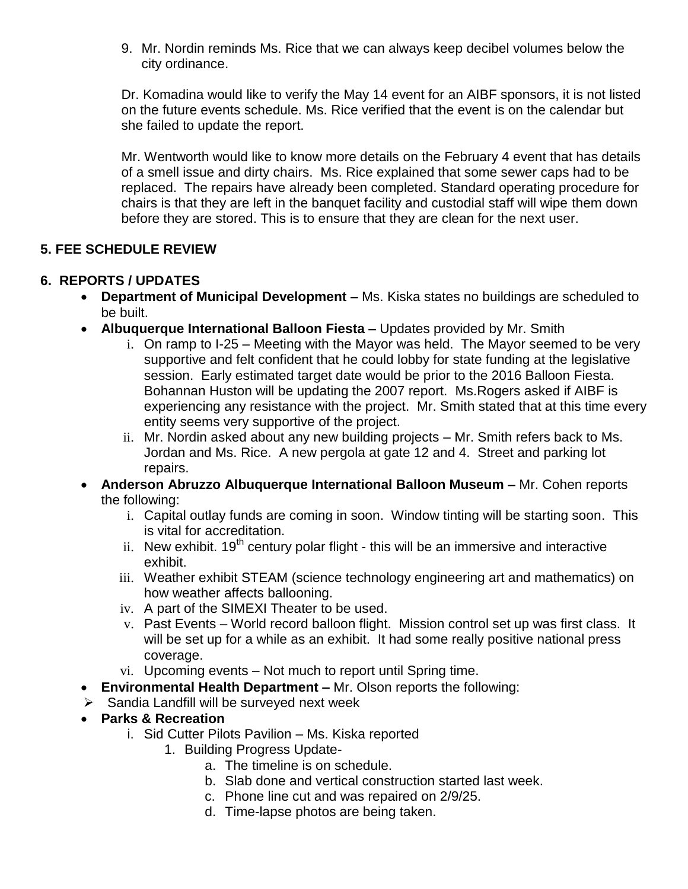9. Mr. Nordin reminds Ms. Rice that we can always keep decibel volumes below the city ordinance.

Dr. Komadina would like to verify the May 14 event for an AIBF sponsors, it is not listed on the future events schedule. Ms. Rice verified that the event is on the calendar but she failed to update the report.

Mr. Wentworth would like to know more details on the February 4 event that has details of a smell issue and dirty chairs. Ms. Rice explained that some sewer caps had to be replaced. The repairs have already been completed. Standard operating procedure for chairs is that they are left in the banquet facility and custodial staff will wipe them down before they are stored. This is to ensure that they are clean for the next user.

**5. FEE SCHEDULE REVIEW**

**6. REPORTS / UPDATES**

- **Department of Municipal Development –** Ms. Kiska states no buildings are scheduled to be built.
- **Albuquerque International Balloon Fiesta –** Updates provided by Mr. Smith
    - i. On ramp to I-25 – Meeting with the Mayor was held. The Mayor seemed to be very supportive and felt confident that he could lobby for state funding at the legislative session. Early estimated target date would be prior to the 2016 Balloon Fiesta. Bohannan Huston will be updating the 2007 report. Ms.Rogers asked if AIBF is experiencing any resistance with the project. Mr. Smith stated that at this time every entity seems very supportive of the project.
    - ii. Mr. Nordin asked about any new building projects – Mr. Smith refers back to Ms. Jordan and Ms. Rice. A new pergola at gate 12 and 4. Street and parking lot repairs.
- **Anderson Abruzzo Albuquerque International Balloon Museum –** Mr. Cohen reports the following:
    - i. Capital outlay funds are coming in soon. Window tinting will be starting soon. This is vital for accreditation.
    - ii. New exhibit. 19th century polar flight - this will be an immersive and interactive exhibit.
    - iii. Weather exhibit STEAM (science technology engineering art and mathematics) on how weather affects ballooning.
    - iv. A part of the SIMEXI Theater to be used.
    - v. Past Events – World record balloon flight. Mission control set up was first class. It will be set up for a while as an exhibit. It had some really positive national press coverage.
    - vi. Upcoming events – Not much to report until Spring time.
- **Environmental Health Department –** Mr. Olson reports the following:
    - Sandia Landfill will be surveyed next week
- **Parks & Recreation**
    - i. Sid Cutter Pilots Pavilion – Ms. Kiska reported
        1. Building Progress Update-
            - a. The timeline is on schedule.
            - b. Slab done and vertical construction started last week.
            - c. Phone line cut and was repaired on 2/9/25.
            - d. Time-lapse photos are being taken.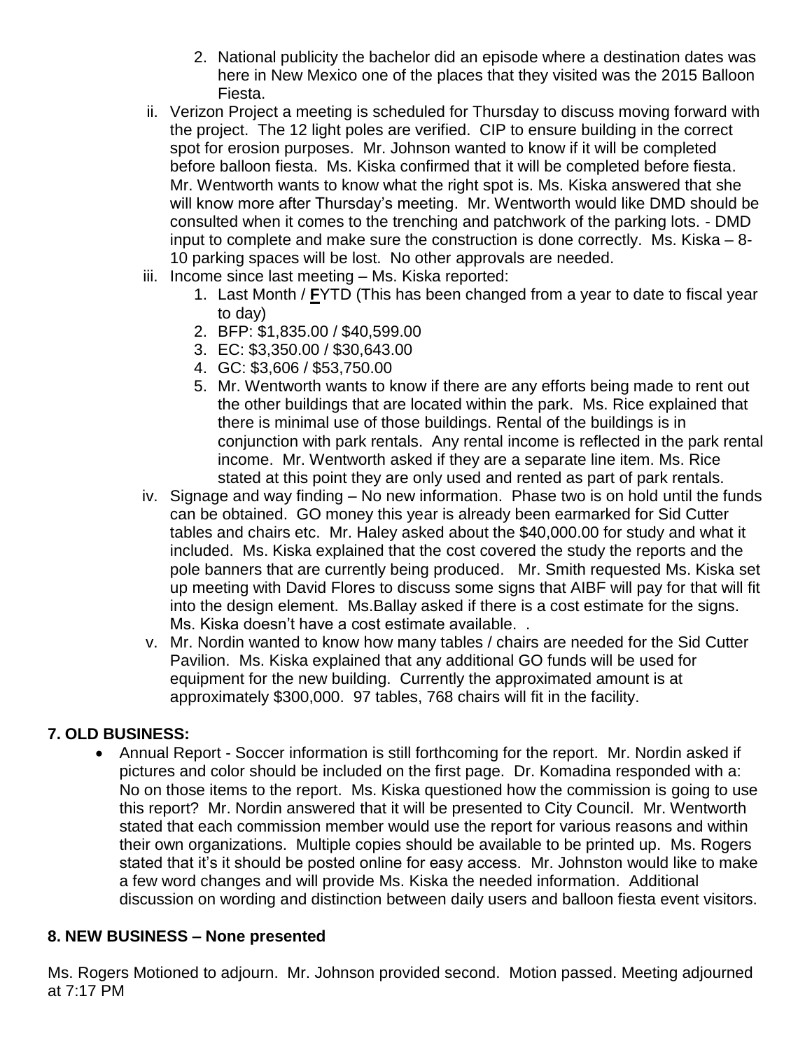2. National publicity the bachelor did an episode where a destination dates was here in New Mexico one of the places that they visited was the 2015 Balloon Fiesta.

ii. Verizon Project a meeting is scheduled for Thursday to discuss moving forward with the project. The 12 light poles are verified. CIP to ensure building in the correct spot for erosion purposes. Mr. Johnson wanted to know if it will be completed before balloon fiesta. Ms. Kiska confirmed that it will be completed before fiesta. Mr. Wentworth wants to know what the right spot is. Ms. Kiska answered that she will know more after Thursday's meeting. Mr. Wentworth would like DMD should be consulted when it comes to the trenching and patchwork of the parking lots. - DMD input to complete and make sure the construction is done correctly. Ms. Kiska – 8-10 parking spaces will be lost. No other approvals are needed.

iii. Income since last meeting – Ms. Kiska reported:
   1. Last Month / **F**YTD (This has been changed from a year to date to fiscal year to day)
   2. BFP: $1,835.00 / $40,599.00
   3. EC: $3,350.00 / $30,643.00
   4. GC: $3,606 / $53,750.00
   5. Mr. Wentworth wants to know if there are any efforts being made to rent out the other buildings that are located within the park. Ms. Rice explained that there is minimal use of those buildings. Rental of the buildings is in conjunction with park rentals. Any rental income is reflected in the park rental income. Mr. Wentworth asked if they are a separate line item. Ms. Rice stated at this point they are only used and rented as part of park rentals.

iv. Signage and way finding – No new information. Phase two is on hold until the funds can be obtained. GO money this year is already been earmarked for Sid Cutter tables and chairs etc. Mr. Haley asked about the $40,000.00 for study and what it included. Ms. Kiska explained that the cost covered the study the reports and the pole banners that are currently being produced. Mr. Smith requested Ms. Kiska set up meeting with David Flores to discuss some signs that AIBF will pay for that will fit into the design element. Ms.Ballay asked if there is a cost estimate for the signs. Ms. Kiska doesn't have a cost estimate available. .

v. Mr. Nordin wanted to know how many tables / chairs are needed for the Sid Cutter Pavilion. Ms. Kiska explained that any additional GO funds will be used for equipment for the new building. Currently the approximated amount is at approximately $300,000. 97 tables, 768 chairs will fit in the facility.

## 7. OLD BUSINESS:

- Annual Report - Soccer information is still forthcoming for the report. Mr. Nordin asked if pictures and color should be included on the first page. Dr. Komadina responded with a: No on those items to the report. Ms. Kiska questioned how the commission is going to use this report? Mr. Nordin answered that it will be presented to City Council. Mr. Wentworth stated that each commission member would use the report for various reasons and within their own organizations. Multiple copies should be available to be printed up. Ms. Rogers stated that it's it should be posted online for easy access. Mr. Johnston would like to make a few word changes and will provide Ms. Kiska the needed information. Additional discussion on wording and distinction between daily users and balloon fiesta event visitors.

## 8. NEW BUSINESS – None presented

Ms. Rogers Motioned to adjourn. Mr. Johnson provided second. Motion passed. Meeting adjourned at 7:17 PM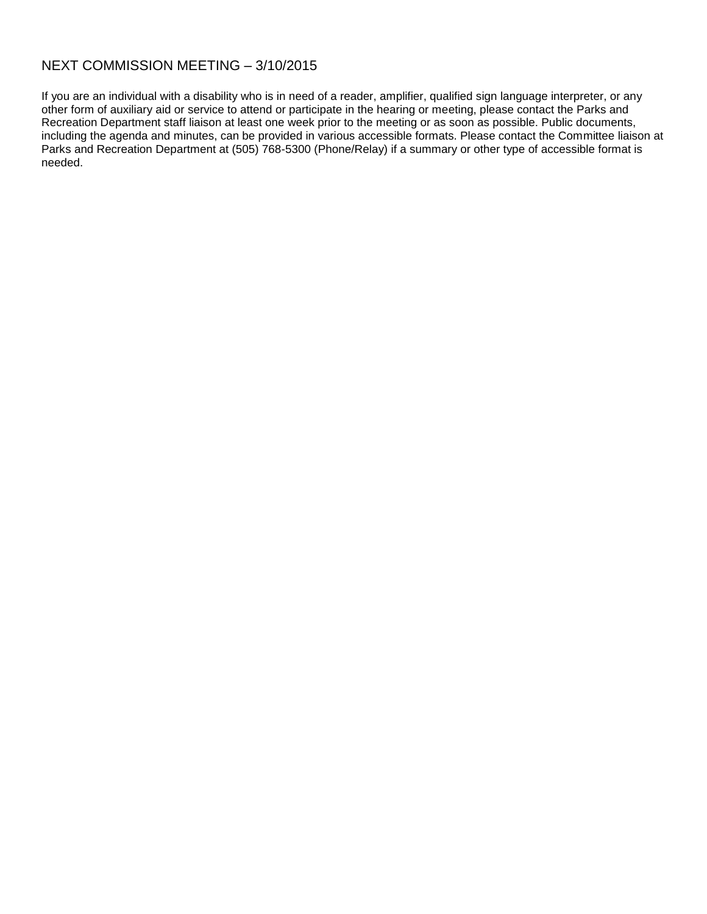## NEXT COMMISSION MEETING – 3/10/2015

If you are an individual with a disability who is in need of a reader, amplifier, qualified sign language interpreter, or any other form of auxiliary aid or service to attend or participate in the hearing or meeting, please contact the Parks and Recreation Department staff liaison at least one week prior to the meeting or as soon as possible. Public documents, including the agenda and minutes, can be provided in various accessible formats. Please contact the Committee liaison at Parks and Recreation Department at (505) 768-5300 (Phone/Relay) if a summary or other type of accessible format is needed.